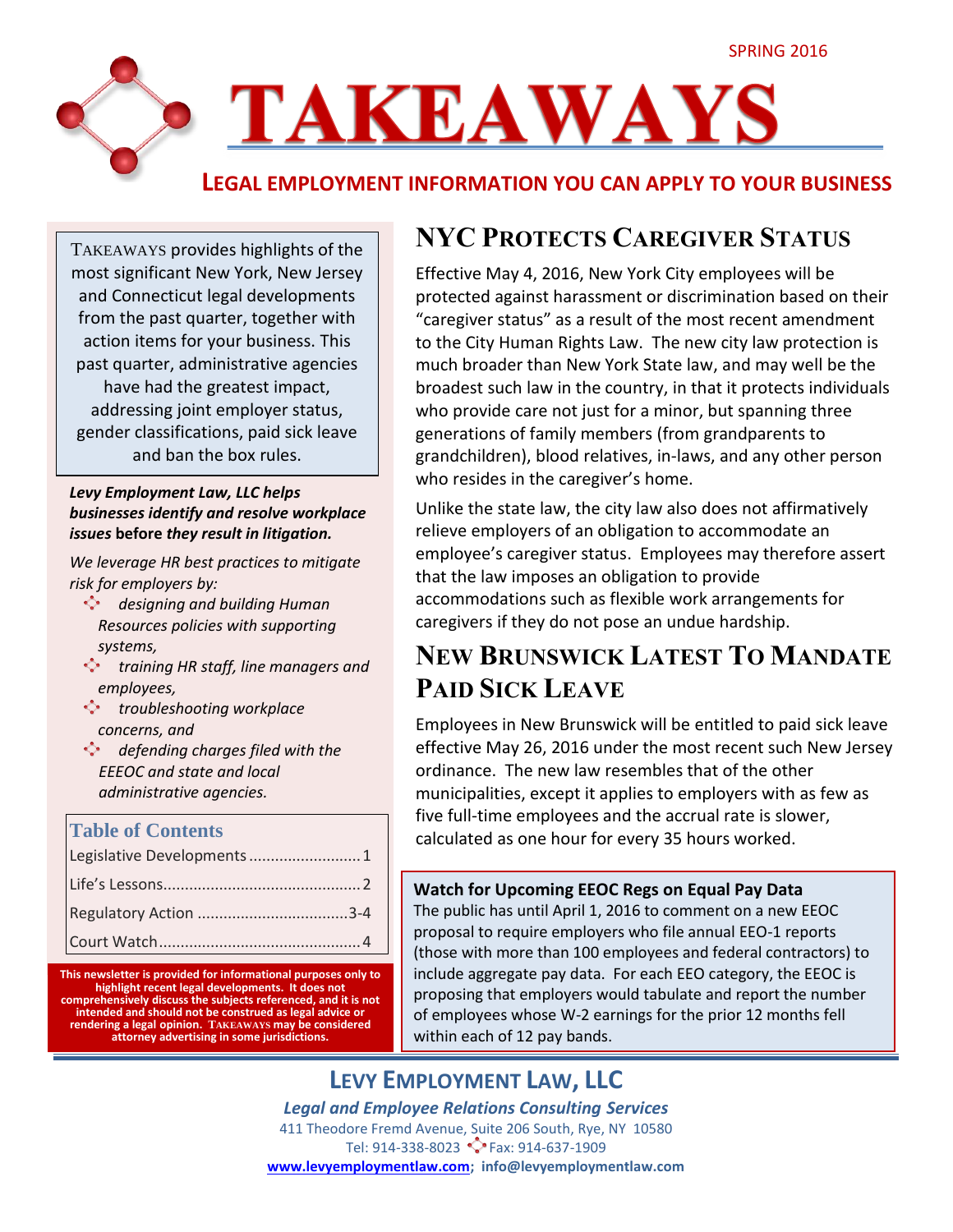SPRING 2016

# TAKEAWAYS

**LEGAL EMPLOYMENT INFORMATION YOU CAN APPLY TO YOUR BUSINESS**

TAKEAWAYS provides highlights of the most significant New York, New Jersey and Connecticut legal developments from the past quarter, together with action items for your business. This past quarter, administrative agencies have had the greatest impact, addressing joint employer status, gender classifications, paid sick leave and ban the box rules.

***Levy Employment Law, LLC helps businesses identify and resolve workplace issues*** **before** ***they result in litigation.***

*We leverage HR best practices to mitigate risk for employers by:*

- *designing and building Human Resources policies with supporting systems,*
- *training HR staff, line managers and employees,*
- *troubleshooting workplace concerns, and*
- *defending charges filed with the EEEOC and state and local administrative agencies.*

**Table of Contents**

| | |
|---|---|
| Legislative Developments | 1 |
| Life's Lessons | 2 |
| Regulatory Action | 3-4 |
| Court Watch | 4 |

**This newsletter is provided for informational purposes only to highlight recent legal developments. It does not comprehensively discuss the subjects referenced, and it is not intended and should not be construed as legal advice or rendering a legal opinion. TAKEAWAYS may be considered attorney advertising in some jurisdictions.**

## NYC PROTECTS CAREGIVER STATUS

Effective May 4, 2016, New York City employees will be protected against harassment or discrimination based on their "caregiver status" as a result of the most recent amendment to the City Human Rights Law. The new city law protection is much broader than New York State law, and may well be the broadest such law in the country, in that it protects individuals who provide care not just for a minor, but spanning three generations of family members (from grandparents to grandchildren), blood relatives, in-laws, and any other person who resides in the caregiver's home.

Unlike the state law, the city law also does not affirmatively relieve employers of an obligation to accommodate an employee's caregiver status. Employees may therefore assert that the law imposes an obligation to provide accommodations such as flexible work arrangements for caregivers if they do not pose an undue hardship.

## NEW BRUNSWICK LATEST TO MANDATE PAID SICK LEAVE

Employees in New Brunswick will be entitled to paid sick leave effective May 26, 2016 under the most recent such New Jersey ordinance. The new law resembles that of the other municipalities, except it applies to employers with as few as five full-time employees and the accrual rate is slower, calculated as one hour for every 35 hours worked.

**Watch for Upcoming EEOC Regs on Equal Pay Data**

The public has until April 1, 2016 to comment on a new EEOC proposal to require employers who file annual EEO-1 reports (those with more than 100 employees and federal contractors) to include aggregate pay data. For each EEO category, the EEOC is proposing that employers would tabulate and report the number of employees whose W-2 earnings for the prior 12 months fell within each of 12 pay bands.

**LEVY EMPLOYMENT LAW, LLC**

***Legal and Employee Relations Consulting Services***

411 Theodore Fremd Avenue, Suite 206 South, Rye, NY 10580

Tel: 914-338-8023 Fax: 914-637-1909

**www.levyemploymentlaw.com; info@levyemploymentlaw.com**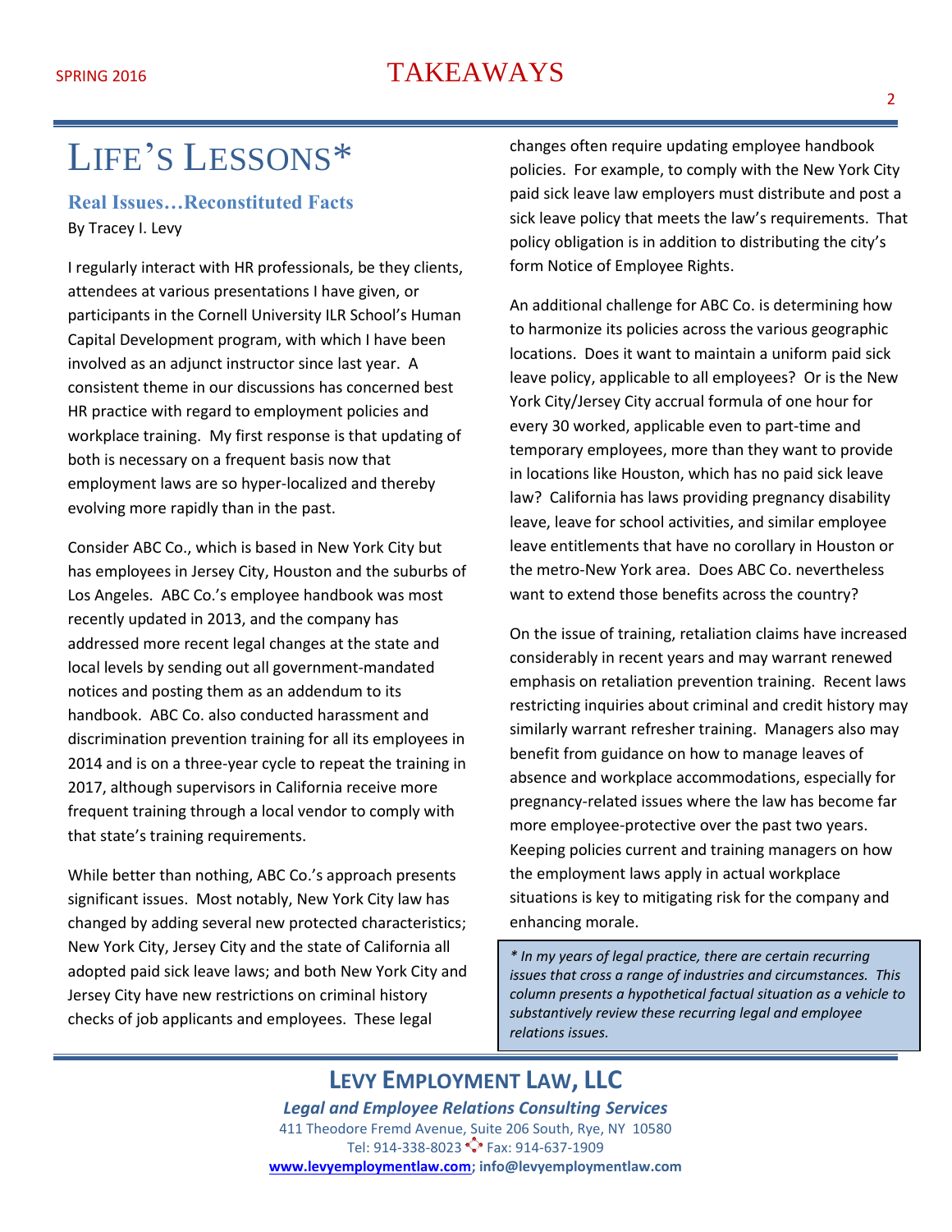# LIFE'S LESSONS*

### Real Issues…Reconstituted Facts

By Tracey I. Levy

I regularly interact with HR professionals, be they clients, attendees at various presentations I have given, or participants in the Cornell University ILR School's Human Capital Development program, with which I have been involved as an adjunct instructor since last year. A consistent theme in our discussions has concerned best HR practice with regard to employment policies and workplace training. My first response is that updating of both is necessary on a frequent basis now that employment laws are so hyper-localized and thereby evolving more rapidly than in the past.

Consider ABC Co., which is based in New York City but has employees in Jersey City, Houston and the suburbs of Los Angeles. ABC Co.'s employee handbook was most recently updated in 2013, and the company has addressed more recent legal changes at the state and local levels by sending out all government-mandated notices and posting them as an addendum to its handbook. ABC Co. also conducted harassment and discrimination prevention training for all its employees in 2014 and is on a three-year cycle to repeat the training in 2017, although supervisors in California receive more frequent training through a local vendor to comply with that state's training requirements.

While better than nothing, ABC Co.'s approach presents significant issues. Most notably, New York City law has changed by adding several new protected characteristics; New York City, Jersey City and the state of California all adopted paid sick leave laws; and both New York City and Jersey City have new restrictions on criminal history checks of job applicants and employees. These legal changes often require updating employee handbook policies. For example, to comply with the New York City paid sick leave law employers must distribute and post a sick leave policy that meets the law's requirements. That policy obligation is in addition to distributing the city's form Notice of Employee Rights.

An additional challenge for ABC Co. is determining how to harmonize its policies across the various geographic locations. Does it want to maintain a uniform paid sick leave policy, applicable to all employees? Or is the New York City/Jersey City accrual formula of one hour for every 30 worked, applicable even to part-time and temporary employees, more than they want to provide in locations like Houston, which has no paid sick leave law? California has laws providing pregnancy disability leave, leave for school activities, and similar employee leave entitlements that have no corollary in Houston or the metro-New York area. Does ABC Co. nevertheless want to extend those benefits across the country?

On the issue of training, retaliation claims have increased considerably in recent years and may warrant renewed emphasis on retaliation prevention training. Recent laws restricting inquiries about criminal and credit history may similarly warrant refresher training. Managers also may benefit from guidance on how to manage leaves of absence and workplace accommodations, especially for pregnancy-related issues where the law has become far more employee-protective over the past two years. Keeping policies current and training managers on how the employment laws apply in actual workplace situations is key to mitigating risk for the company and enhancing morale.

*\* In my years of legal practice, there are certain recurring issues that cross a range of industries and circumstances. This column presents a hypothetical factual situation as a vehicle to substantively review these recurring legal and employee relations issues.*

**LEVY EMPLOYMENT LAW, LLC**

***Legal and Employee Relations Consulting Services***

411 Theodore Fremd Avenue, Suite 206 South, Rye, NY 10580

Tel: 914-338-8023 Fax: 914-637-1909

www.levyemploymentlaw.com; info@levyemploymentlaw.com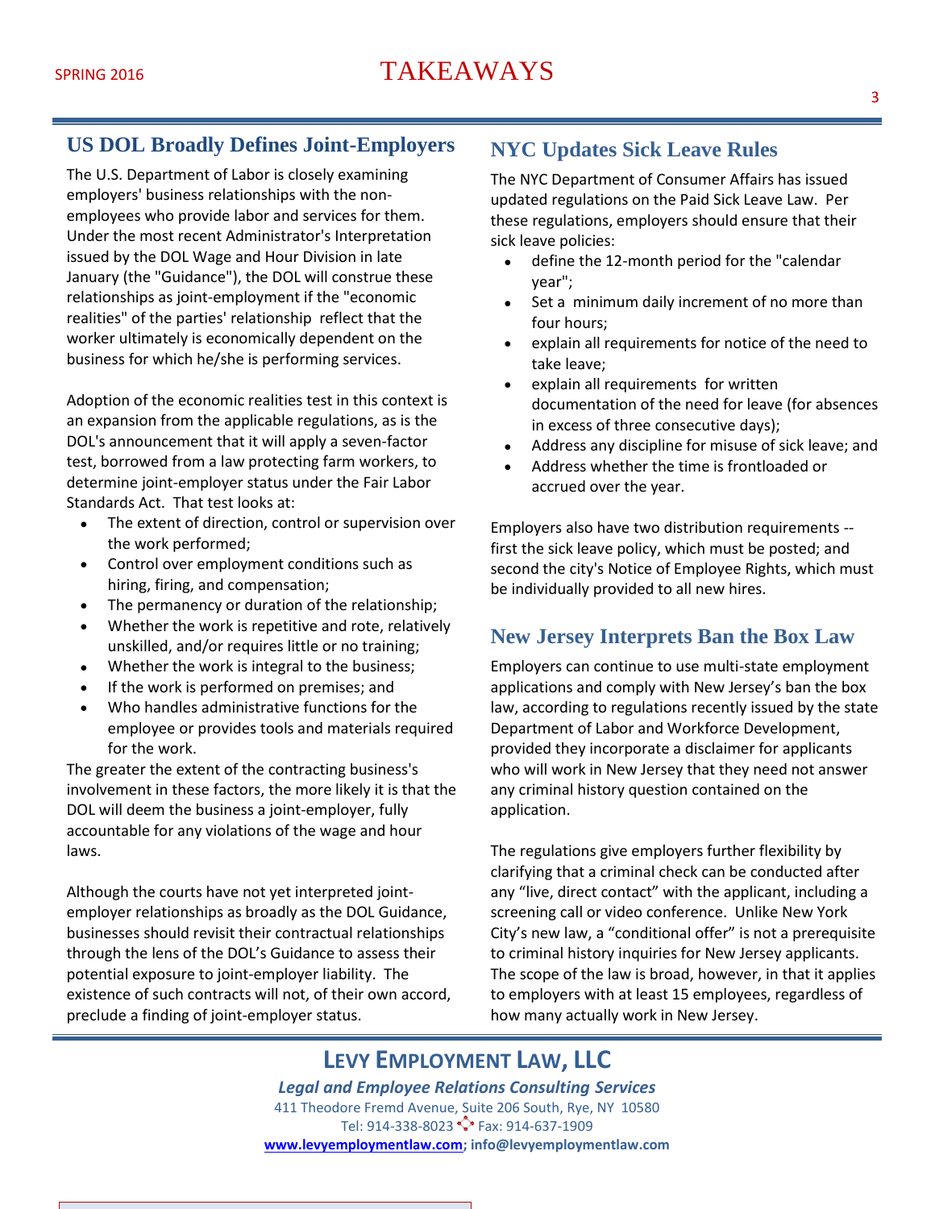## US DOL Broadly Defines Joint-Employers

The U.S. Department of Labor is closely examining employers' business relationships with the non-employees who provide labor and services for them. Under the most recent Administrator's Interpretation issued by the DOL Wage and Hour Division in late January (the "Guidance"), the DOL will construe these relationships as joint-employment if the "economic realities" of the parties' relationship reflect that the worker ultimately is economically dependent on the business for which he/she is performing services.

Adoption of the economic realities test in this context is an expansion from the applicable regulations, as is the DOL's announcement that it will apply a seven-factor test, borrowed from a law protecting farm workers, to determine joint-employer status under the Fair Labor Standards Act. That test looks at:

- The extent of direction, control or supervision over the work performed;
- Control over employment conditions such as hiring, firing, and compensation;
- The permanency or duration of the relationship;
- Whether the work is repetitive and rote, relatively unskilled, and/or requires little or no training;
- Whether the work is integral to the business;
- If the work is performed on premises; and
- Who handles administrative functions for the employee or provides tools and materials required for the work.

The greater the extent of the contracting business's involvement in these factors, the more likely it is that the DOL will deem the business a joint-employer, fully accountable for any violations of the wage and hour laws.

Although the courts have not yet interpreted joint-employer relationships as broadly as the DOL Guidance, businesses should revisit their contractual relationships through the lens of the DOL's Guidance to assess their potential exposure to joint-employer liability. The existence of such contracts will not, of their own accord, preclude a finding of joint-employer status.

## NYC Updates Sick Leave Rules

The NYC Department of Consumer Affairs has issued updated regulations on the Paid Sick Leave Law. Per these regulations, employers should ensure that their sick leave policies:

- define the 12-month period for the "calendar year";
- Set a minimum daily increment of no more than four hours;
- explain all requirements for notice of the need to take leave;
- explain all requirements for written documentation of the need for leave (for absences in excess of three consecutive days);
- Address any discipline for misuse of sick leave; and
- Address whether the time is frontloaded or accrued over the year.

Employers also have two distribution requirements -- first the sick leave policy, which must be posted; and second the city's Notice of Employee Rights, which must be individually provided to all new hires.

## New Jersey Interprets Ban the Box Law

Employers can continue to use multi-state employment applications and comply with New Jersey's ban the box law, according to regulations recently issued by the state Department of Labor and Workforce Development, provided they incorporate a disclaimer for applicants who will work in New Jersey that they need not answer any criminal history question contained on the application.

The regulations give employers further flexibility by clarifying that a criminal check can be conducted after any "live, direct contact" with the applicant, including a screening call or video conference. Unlike New York City's new law, a "conditional offer" is not a prerequisite to criminal history inquiries for New Jersey applicants. The scope of the law is broad, however, in that it applies to employers with at least 15 employees, regardless of how many actually work in New Jersey.

**LEVY EMPLOYMENT LAW, LLC**

***Legal and Employee Relations Consulting Services***

411 Theodore Fremd Avenue, Suite 206 South, Rye, NY 10580

Tel: 914-338-8023 Fax: 914-637-1909

**www.levyemploymentlaw.com; info@levyemploymentlaw.com**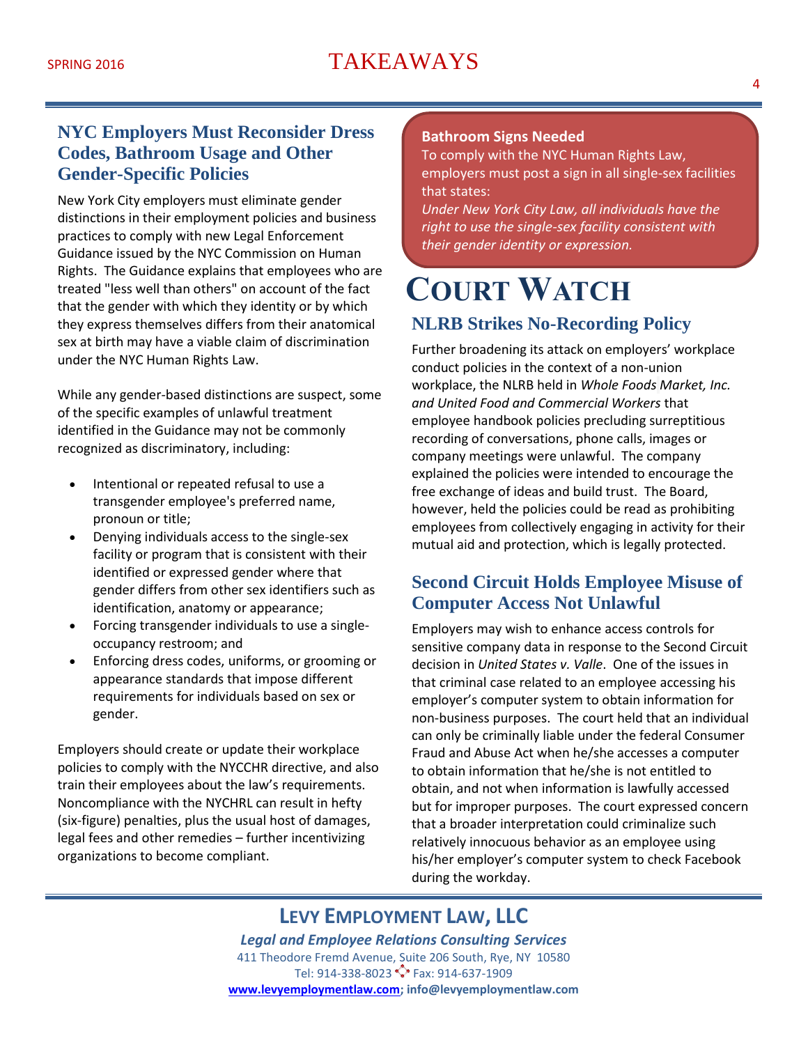## NYC Employers Must Reconsider Dress Codes, Bathroom Usage and Other Gender-Specific Policies

New York City employers must eliminate gender distinctions in their employment policies and business practices to comply with new Legal Enforcement Guidance issued by the NYC Commission on Human Rights. The Guidance explains that employees who are treated "less well than others" on account of the fact that the gender with which they identity or by which they express themselves differs from their anatomical sex at birth may have a viable claim of discrimination under the NYC Human Rights Law.

While any gender-based distinctions are suspect, some of the specific examples of unlawful treatment identified in the Guidance may not be commonly recognized as discriminatory, including:

- Intentional or repeated refusal to use a transgender employee's preferred name, pronoun or title;
- Denying individuals access to the single-sex facility or program that is consistent with their identified or expressed gender where that gender differs from other sex identifiers such as identification, anatomy or appearance;
- Forcing transgender individuals to use a single-occupancy restroom; and
- Enforcing dress codes, uniforms, or grooming or appearance standards that impose different requirements for individuals based on sex or gender.

Employers should create or update their workplace policies to comply with the NYCCHR directive, and also train their employees about the law's requirements. Noncompliance with the NYCHRL can result in hefty (six-figure) penalties, plus the usual host of damages, legal fees and other remedies – further incentivizing organizations to become compliant.

**Bathroom Signs Needed**

To comply with the NYC Human Rights Law, employers must post a sign in all single-sex facilities that states:

*Under New York City Law, all individuals have the right to use the single-sex facility consistent with their gender identity or expression.*

# Court Watch

## NLRB Strikes No-Recording Policy

Further broadening its attack on employers' workplace conduct policies in the context of a non-union workplace, the NLRB held in *Whole Foods Market, Inc. and United Food and Commercial Workers* that employee handbook policies precluding surreptitious recording of conversations, phone calls, images or company meetings were unlawful. The company explained the policies were intended to encourage the free exchange of ideas and build trust. The Board, however, held the policies could be read as prohibiting employees from collectively engaging in activity for their mutual aid and protection, which is legally protected.

## Second Circuit Holds Employee Misuse of Computer Access Not Unlawful

Employers may wish to enhance access controls for sensitive company data in response to the Second Circuit decision in *United States v. Valle*. One of the issues in that criminal case related to an employee accessing his employer's computer system to obtain information for non-business purposes. The court held that an individual can only be criminally liable under the federal Consumer Fraud and Abuse Act when he/she accesses a computer to obtain information that he/she is not entitled to obtain, and not when information is lawfully accessed but for improper purposes. The court expressed concern that a broader interpretation could criminalize such relatively innocuous behavior as an employee using his/her employer's computer system to check Facebook during the workday.

**LEVY EMPLOYMENT LAW, LLC**

***Legal and Employee Relations Consulting Services***

411 Theodore Fremd Avenue, Suite 206 South, Rye, NY 10580

Tel: 914-338-8023 Fax: 914-637-1909

**www.levyemploymentlaw.com; info@levyemploymentlaw.com**